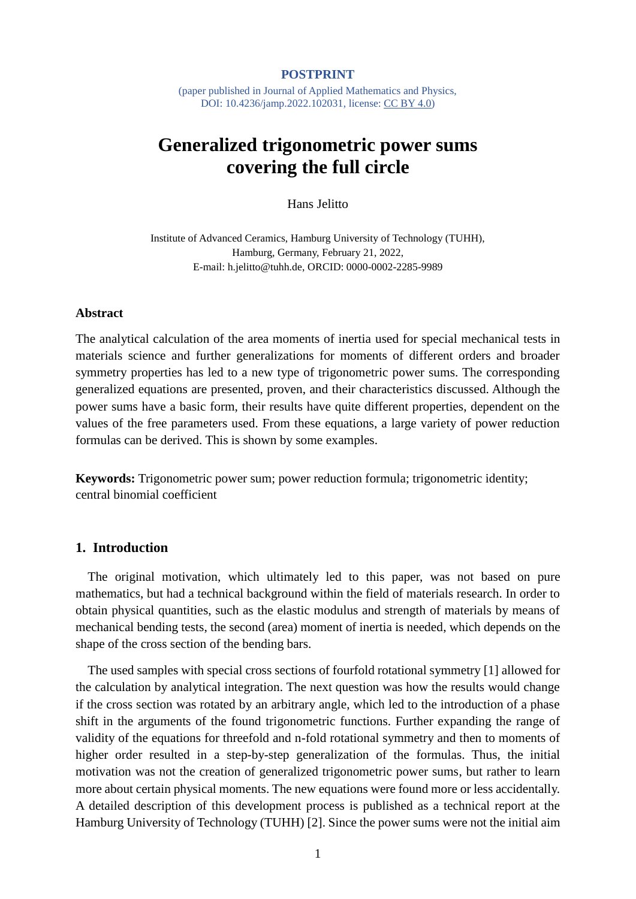**POSTPRINT**

(paper published in Journal of Applied Mathematics and Physics, DOI: 10.4236/jamp.2022.102031, license: CC BY 4.0)

# Generalized trigonometric power sums covering the full circle

Hans Jelitto

Institute of Advanced Ceramics, Hamburg University of Technology (TUHH), Hamburg, Germany, February 21, 2022, E-mail: h.jelitto@tuhh.de, ORCID: 0000-0002-2285-9989

### Abstract

The analytical calculation of the area moments of inertia used for special mechanical tests in materials science and further generalizations for moments of different orders and broader symmetry properties has led to a new type of trigonometric power sums. The corresponding generalized equations are presented, proven, and their characteristics discussed. Although the power sums have a basic form, their results have quite different properties, dependent on the values of the free parameters used. From these equations, a large variety of power reduction formulas can be derived. This is shown by some examples.

**Keywords:** Trigonometric power sum; power reduction formula; trigonometric identity; central binomial coefficient

## 1. Introduction

The original motivation, which ultimately led to this paper, was not based on pure mathematics, but had a technical background within the field of materials research. In order to obtain physical quantities, such as the elastic modulus and strength of materials by means of mechanical bending tests, the second (area) moment of inertia is needed, which depends on the shape of the cross section of the bending bars.

The used samples with special cross sections of fourfold rotational symmetry [1] allowed for the calculation by analytical integration. The next question was how the results would change if the cross section was rotated by an arbitrary angle, which led to the introduction of a phase shift in the arguments of the found trigonometric functions. Further expanding the range of validity of the equations for threefold and n-fold rotational symmetry and then to moments of higher order resulted in a step-by-step generalization of the formulas. Thus, the initial motivation was not the creation of generalized trigonometric power sums, but rather to learn more about certain physical moments. The new equations were found more or less accidentally. A detailed description of this development process is published as a technical report at the Hamburg University of Technology (TUHH) [2]. Since the power sums were not the initial aim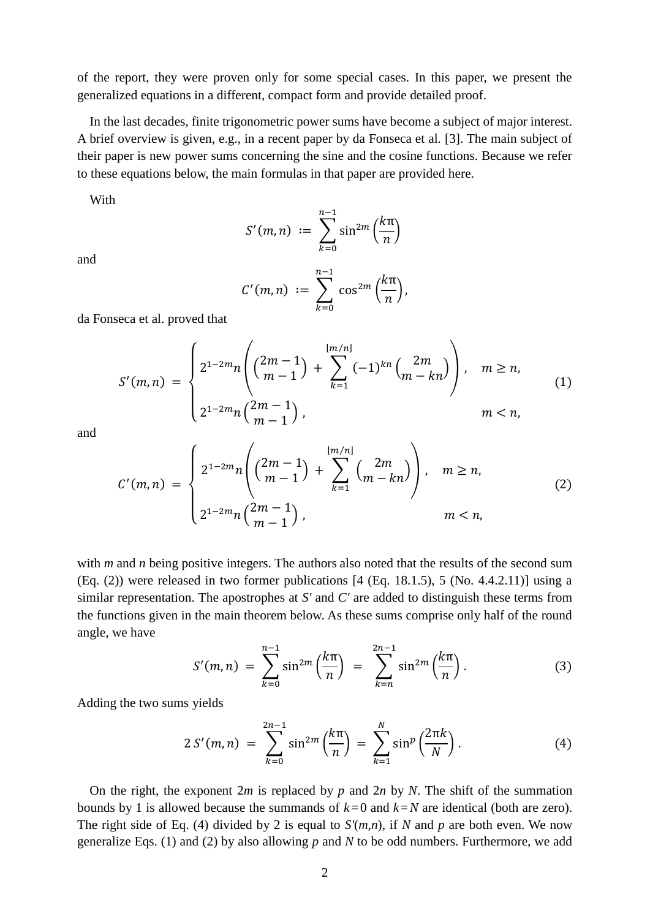of the report, they were proven only for some special cases. In this paper, we present the generalized equations in a different, compact form and provide detailed proof.

In the last decades, finite trigonometric power sums have become a subject of major interest. A brief overview is given, e.g., in a recent paper by da Fonseca et al. [3]. The main subject of their paper is new power sums concerning the sine and the cosine functions. Because we refer to these equations below, the main formulas in that paper are provided here.

With

$$S'(m,n) \;:=\; \sum_{k=0}^{n-1} \sin^{2m}\left(\frac{k\pi}{n}\right)$$

and

$$C'(m,n) \;:=\; \sum_{k=0}^{n-1} \cos^{2m}\left(\frac{k\pi}{n}\right),$$

da Fonseca et al. proved that

$$S'(m,n) \;=\; \begin{cases} 2^{1-2m} n \left( \binom{2m-1}{m-1} + \sum\limits_{k=1}^{\lfloor m/n \rfloor} (-1)^{kn} \binom{2m}{m-kn} \right), & m \geq n, \\ 2^{1-2m} n \binom{2m-1}{m-1}, & m < n, \end{cases} \tag{1}$$

and

$$C'(m,n) \;=\; \begin{cases} 2^{1-2m} n \left( \binom{2m-1}{m-1} + \sum\limits_{k=1}^{\lfloor m/n \rfloor} \binom{2m}{m-kn} \right), & m \geq n, \\ 2^{1-2m} n \binom{2m-1}{m-1}, & m < n, \end{cases} \tag{2}$$

with *m* and *n* being positive integers. The authors also noted that the results of the second sum (Eq. (2)) were released in two former publications [4 (Eq. 18.1.5), 5 (No. 4.4.2.11)] using a similar representation. The apostrophes at *S′* and *C′* are added to distinguish these terms from the functions given in the main theorem below. As these sums comprise only half of the round angle, we have

$$S'(m,n) \;=\; \sum_{k=0}^{n-1} \sin^{2m}\left(\frac{k\pi}{n}\right) \;=\; \sum_{k=n}^{2n-1} \sin^{2m}\left(\frac{k\pi}{n}\right). \tag{3}$$

Adding the two sums yields

$$2\,S'(m,n) \;=\; \sum_{k=0}^{2n-1} \sin^{2m}\left(\frac{k\pi}{n}\right) \;=\; \sum_{k=1}^{N} \sin^{p}\left(\frac{2\pi k}{N}\right). \tag{4}$$

On the right, the exponent $2m$ is replaced by $p$ and $2n$ by $N$. The shift of the summation bounds by 1 is allowed because the summands of $k=0$ and $k=N$ are identical (both are zero). The right side of Eq. (4) divided by 2 is equal to $S'(m,n)$, if $N$ and $p$ are both even. We now generalize Eqs. (1) and (2) by also allowing $p$ and $N$ to be odd numbers. Furthermore, we add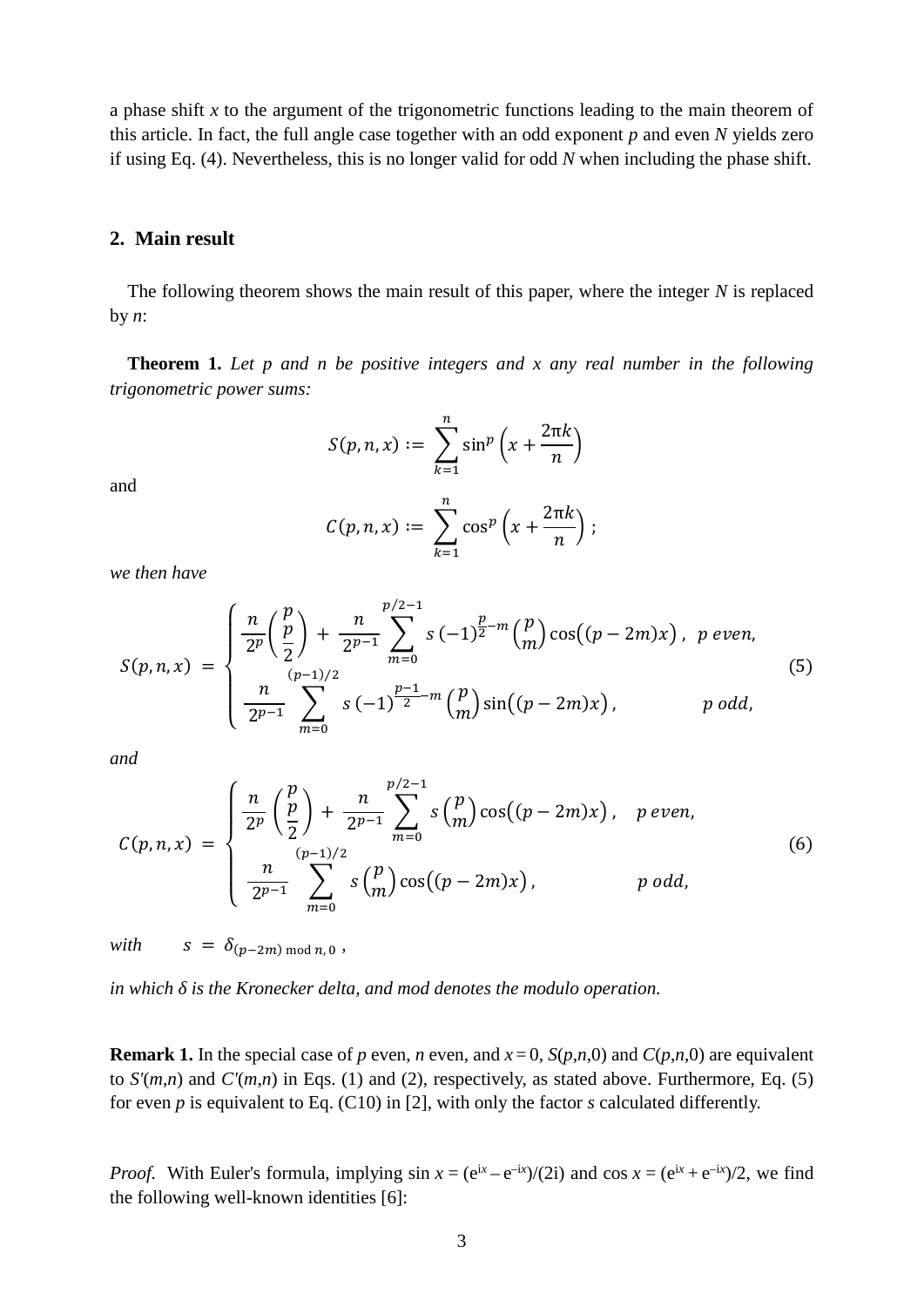a phase shift $x$ to the argument of the trigonometric functions leading to the main theorem of this article. In fact, the full angle case together with an odd exponent $p$ and even $N$ yields zero if using Eq. (4). Nevertheless, this is no longer valid for odd $N$ when including the phase shift.

## 2. Main result

The following theorem shows the main result of this paper, where the integer $N$ is replaced by $n$:

**Theorem 1.** *Let $p$ and $n$ be positive integers and $x$ any real number in the following trigonometric power sums:*

$$S(p,n,x) := \sum_{k=1}^{n} \sin^p\left(x + \frac{2\pi k}{n}\right)$$

and

$$C(p,n,x) := \sum_{k=1}^{n} \cos^p\left(x + \frac{2\pi k}{n}\right);$$

*we then have*

$$S(p,n,x) = \begin{cases} \dfrac{n}{2^p}\dbinom{p}{\frac{p}{2}} + \dfrac{n}{2^{p-1}} \displaystyle\sum_{m=0}^{p/2-1} s\,(-1)^{\frac{p}{2}-m}\binom{p}{m}\cos\big((p-2m)x\big), & p \text{ even}, \\[2ex] \dfrac{n}{2^{p-1}} \displaystyle\sum_{m=0}^{(p-1)/2} s\,(-1)^{\frac{p-1}{2}-m}\binom{p}{m}\sin\big((p-2m)x\big), & p \text{ odd}, \end{cases} \tag{5}$$

*and*

$$C(p,n,x) = \begin{cases} \dfrac{n}{2^p}\dbinom{p}{\frac{p}{2}} + \dfrac{n}{2^{p-1}} \displaystyle\sum_{m=0}^{p/2-1} s\binom{p}{m}\cos\big((p-2m)x\big), & p \text{ even}, \\[2ex] \dfrac{n}{2^{p-1}} \displaystyle\sum_{m=0}^{(p-1)/2} s\binom{p}{m}\cos\big((p-2m)x\big), & p \text{ odd}, \end{cases} \tag{6}$$

*with* $\quad s = \delta_{(p-2m) \bmod n,\, 0}$ ,

*in which $\delta$ is the Kronecker delta, and mod denotes the modulo operation.*

**Remark 1.** In the special case of $p$ even, $n$ even, and $x = 0$, $S(p,n,0)$ and $C(p,n,0)$ are equivalent to $S'(m,n)$ and $C'(m,n)$ in Eqs. (1) and (2), respectively, as stated above. Furthermore, Eq. (5) for even $p$ is equivalent to Eq. (C10) in [2], with only the factor $s$ calculated differently.

*Proof.* With Euler's formula, implying $\sin x = (e^{ix} - e^{-ix})/(2i)$ and $\cos x = (e^{ix} + e^{-ix})/2$, we find the following well-known identities [6]: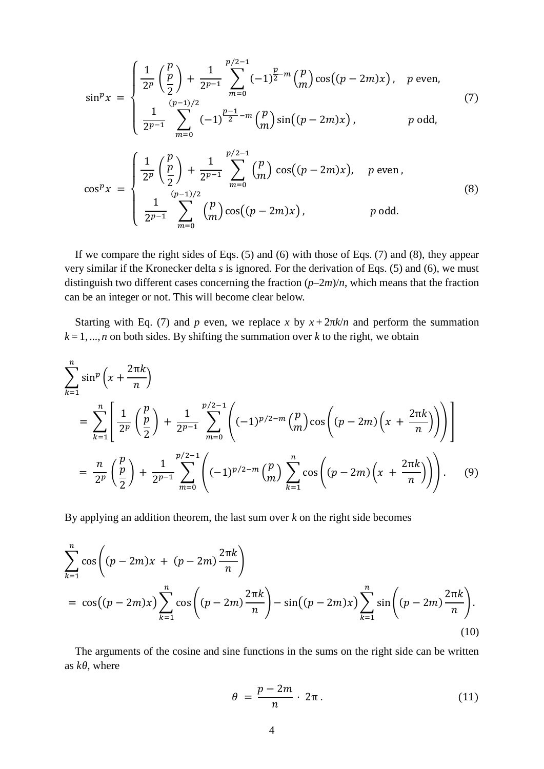$$\sin^p x = \begin{cases} \dfrac{1}{2^p}\dbinom{p}{\frac{p}{2}} + \dfrac{1}{2^{p-1}}\displaystyle\sum_{m=0}^{p/2-1}(-1)^{\frac{p}{2}-m}\binom{p}{m}\cos\big((p-2m)x\big), & p \text{ even}, \\ \dfrac{1}{2^{p-1}}\displaystyle\sum_{m=0}^{(p-1)/2}(-1)^{\frac{p-1}{2}-m}\binom{p}{m}\sin\big((p-2m)x\big), & p \text{ odd}, \end{cases} \tag{7}$$

$$\cos^p x = \begin{cases} \dfrac{1}{2^p}\dbinom{p}{\frac{p}{2}} + \dfrac{1}{2^{p-1}}\displaystyle\sum_{m=0}^{p/2-1}\binom{p}{m}\cos\big((p-2m)x\big), & p \text{ even}, \\ \dfrac{1}{2^{p-1}}\displaystyle\sum_{m=0}^{(p-1)/2}\binom{p}{m}\cos\big((p-2m)x\big), & p \text{ odd}. \end{cases} \tag{8}$$

If we compare the right sides of Eqs. (5) and (6) with those of Eqs. (7) and (8), they appear very similar if the Kronecker delta $s$ is ignored. For the derivation of Eqs. (5) and (6), we must distinguish two different cases concerning the fraction $(p–2m)/n$, which means that the fraction can be an integer or not. This will become clear below.

Starting with Eq. (7) and $p$ even, we replace $x$ by $x + 2\pi k/n$ and perform the summation $k = 1, ..., n$ on both sides. By shifting the summation over $k$ to the right, we obtain

$$\begin{aligned} &\sum_{k=1}^{n}\sin^p\left(x+\frac{2\pi k}{n}\right) \\ &= \sum_{k=1}^{n}\left[\frac{1}{2^p}\binom{p}{\frac{p}{2}} + \frac{1}{2^{p-1}}\sum_{m=0}^{p/2-1}\left((-1)^{p/2-m}\binom{p}{m}\cos\left((p-2m)\left(x+\frac{2\pi k}{n}\right)\right)\right)\right] \\ &= \frac{n}{2^p}\binom{p}{\frac{p}{2}} + \frac{1}{2^{p-1}}\sum_{m=0}^{p/2-1}\left((-1)^{p/2-m}\binom{p}{m}\sum_{k=1}^{n}\cos\left((p-2m)\left(x+\frac{2\pi k}{n}\right)\right)\right). \end{aligned} \tag{9}$$

By applying an addition theorem, the last sum over $k$ on the right side becomes

$$\begin{aligned} &\sum_{k=1}^{n}\cos\left((p-2m)x + (p-2m)\frac{2\pi k}{n}\right) \\ &= \cos\big((p-2m)x\big)\sum_{k=1}^{n}\cos\left((p-2m)\frac{2\pi k}{n}\right) - \sin\big((p-2m)x\big)\sum_{k=1}^{n}\sin\left((p-2m)\frac{2\pi k}{n}\right). \end{aligned} \tag{10}$$

The arguments of the cosine and sine functions in the sums on the right side can be written as $k\theta$, where

$$\theta = \frac{p-2m}{n}\cdot 2\pi\,. \tag{11}$$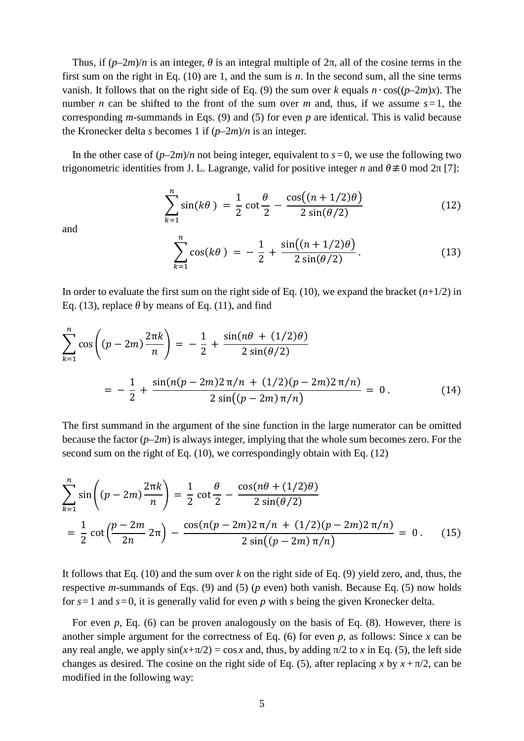Thus, if $(p–2m)/n$ is an integer, $\theta$ is an integral multiple of $2\pi$, all of the cosine terms in the first sum on the right in Eq. (10) are 1, and the sum is $n$. In the second sum, all the sine terms vanish. It follows that on the right side of Eq. (9) the sum over $k$ equals $n \cdot \cos((p–2m)x)$. The number $n$ can be shifted to the front of the sum over $m$ and, thus, if we assume $s = 1$, the corresponding $m$-summands in Eqs. (9) and (5) for even $p$ are identical. This is valid because the Kronecker delta $s$ becomes 1 if $(p–2m)/n$ is an integer.

In the other case of $(p–2m)/n$ not being integer, equivalent to $s = 0$, we use the following two trigonometric identities from J. L. Lagrange, valid for positive integer $n$ and $\theta \not\equiv 0 \bmod 2\pi$ [7]:

$$\sum_{k=1}^{n} \sin(k\theta) = \frac{1}{2}\cot\frac{\theta}{2} - \frac{\cos\big((n+1/2)\theta\big)}{2\sin(\theta/2)} \tag{12}$$

and

$$\sum_{k=1}^{n} \cos(k\theta) = -\frac{1}{2} + \frac{\sin\big((n+1/2)\theta\big)}{2\sin(\theta/2)}\,. \tag{13}$$

In order to evaluate the first sum on the right side of Eq. (10), we expand the bracket $(n+1/2)$ in Eq. (13), replace $\theta$ by means of Eq. (11), and find

$$\sum_{k=1}^{n} \cos\left((p-2m)\frac{2\pi k}{n}\right) = -\frac{1}{2} + \frac{\sin(n\theta + (1/2)\theta)}{2\sin(\theta/2)}$$

$$= -\frac{1}{2} + \frac{\sin(n(p-2m)2\pi/n + (1/2)(p-2m)2\pi/n)}{2\sin\big((p-2m)\pi/n\big)} = 0\,. \tag{14}$$

The first summand in the argument of the sine function in the large numerator can be omitted because the factor $(p–2m)$ is always integer, implying that the whole sum becomes zero. For the second sum on the right of Eq. (10), we correspondingly obtain with Eq. (12)

$$\sum_{k=1}^{n} \sin\left((p-2m)\frac{2\pi k}{n}\right) = \frac{1}{2}\cot\frac{\theta}{2} - \frac{\cos(n\theta + (1/2)\theta)}{2\sin(\theta/2)}$$

$$= \frac{1}{2}\cot\left(\frac{p-2m}{2n}\,2\pi\right) - \frac{\cos(n(p-2m)2\pi/n + (1/2)(p-2m)2\pi/n)}{2\sin\big((p-2m)\pi/n\big)} = 0\,. \tag{15}$$

It follows that Eq. (10) and the sum over $k$ on the right side of Eq. (9) yield zero, and, thus, the respective $m$-summands of Eqs. (9) and (5) ($p$ even) both vanish. Because Eq. (5) now holds for $s = 1$ and $s = 0$, it is generally valid for even $p$ with $s$ being the given Kronecker delta.

For even $p$, Eq. (6) can be proven analogously on the basis of Eq. (8). However, there is another simple argument for the correctness of Eq. (6) for even $p$, as follows: Since $x$ can be any real angle, we apply $\sin(x+\pi/2) = \cos x$ and, thus, by adding $\pi/2$ to $x$ in Eq. (5), the left side changes as desired. The cosine on the right side of Eq. (5), after replacing $x$ by $x + \pi/2$, can be modified in the following way: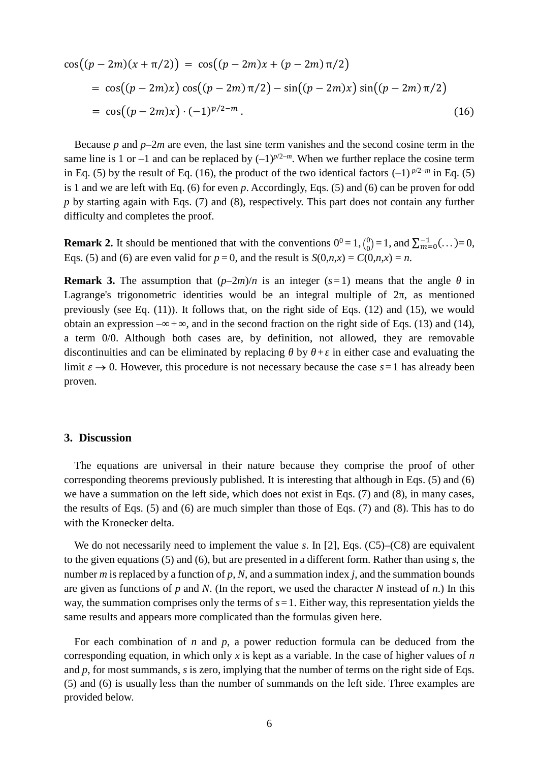$$
\begin{aligned}
\cos\big((p-2m)(x+\pi/2)\big) &= \cos\big((p-2m)x+(p-2m)\,\pi/2\big) \\
&= \cos\big((p-2m)x\big)\cos\big((p-2m)\,\pi/2\big)-\sin\big((p-2m)x\big)\sin\big((p-2m)\,\pi/2\big) \\
&= \cos\big((p-2m)x\big)\cdot(-1)^{p/2-m}\,. \qquad (16)
\end{aligned}
$$

Because $p$ and $p$–$2m$ are even, the last sine term vanishes and the second cosine term in the same line is 1 or –1 and can be replaced by $(-1)^{p/2-m}$. When we further replace the cosine term in Eq. (5) by the result of Eq. (16), the product of the two identical factors $(-1)^{p/2-m}$ in Eq. (5) is 1 and we are left with Eq. (6) for even $p$. Accordingly, Eqs. (5) and (6) can be proven for odd $p$ by starting again with Eqs. (7) and (8), respectively. This part does not contain any further difficulty and completes the proof.

**Remark 2.** It should be mentioned that with the conventions $0^0 = 1$, $\binom{0}{0} = 1$, and $\sum_{m=0}^{-1}(\dots) = 0$, Eqs. (5) and (6) are even valid for $p = 0$, and the result is $S(0,n,x) = C(0,n,x) = n$.

**Remark 3.** The assumption that $(p$–$2m)/n$ is an integer $(s = 1)$ means that the angle $\theta$ in Lagrange's trigonometric identities would be an integral multiple of $2\pi$, as mentioned previously (see Eq. (11)). It follows that, on the right side of Eqs. (12) and (15), we would obtain an expression $-\infty + \infty$, and in the second fraction on the right side of Eqs. (13) and (14), a term 0/0. Although both cases are, by definition, not allowed, they are removable discontinuities and can be eliminated by replacing $\theta$ by $\theta + \varepsilon$ in either case and evaluating the limit $\varepsilon \to 0$. However, this procedure is not necessary because the case $s = 1$ has already been proven.

## 3. Discussion

The equations are universal in their nature because they comprise the proof of other corresponding theorems previously published. It is interesting that although in Eqs. (5) and (6) we have a summation on the left side, which does not exist in Eqs. (7) and (8), in many cases, the results of Eqs. (5) and (6) are much simpler than those of Eqs. (7) and (8). This has to do with the Kronecker delta.

We do not necessarily need to implement the value $s$. In [2], Eqs. (C5)–(C8) are equivalent to the given equations (5) and (6), but are presented in a different form. Rather than using $s$, the number $m$ is replaced by a function of $p$, $N$, and a summation index $j$, and the summation bounds are given as functions of $p$ and $N$. (In the report, we used the character $N$ instead of $n$.) In this way, the summation comprises only the terms of $s = 1$. Either way, this representation yields the same results and appears more complicated than the formulas given here.

For each combination of $n$ and $p$, a power reduction formula can be deduced from the corresponding equation, in which only $x$ is kept as a variable. In the case of higher values of $n$ and $p$, for most summands, $s$ is zero, implying that the number of terms on the right side of Eqs. (5) and (6) is usually less than the number of summands on the left side. Three examples are provided below.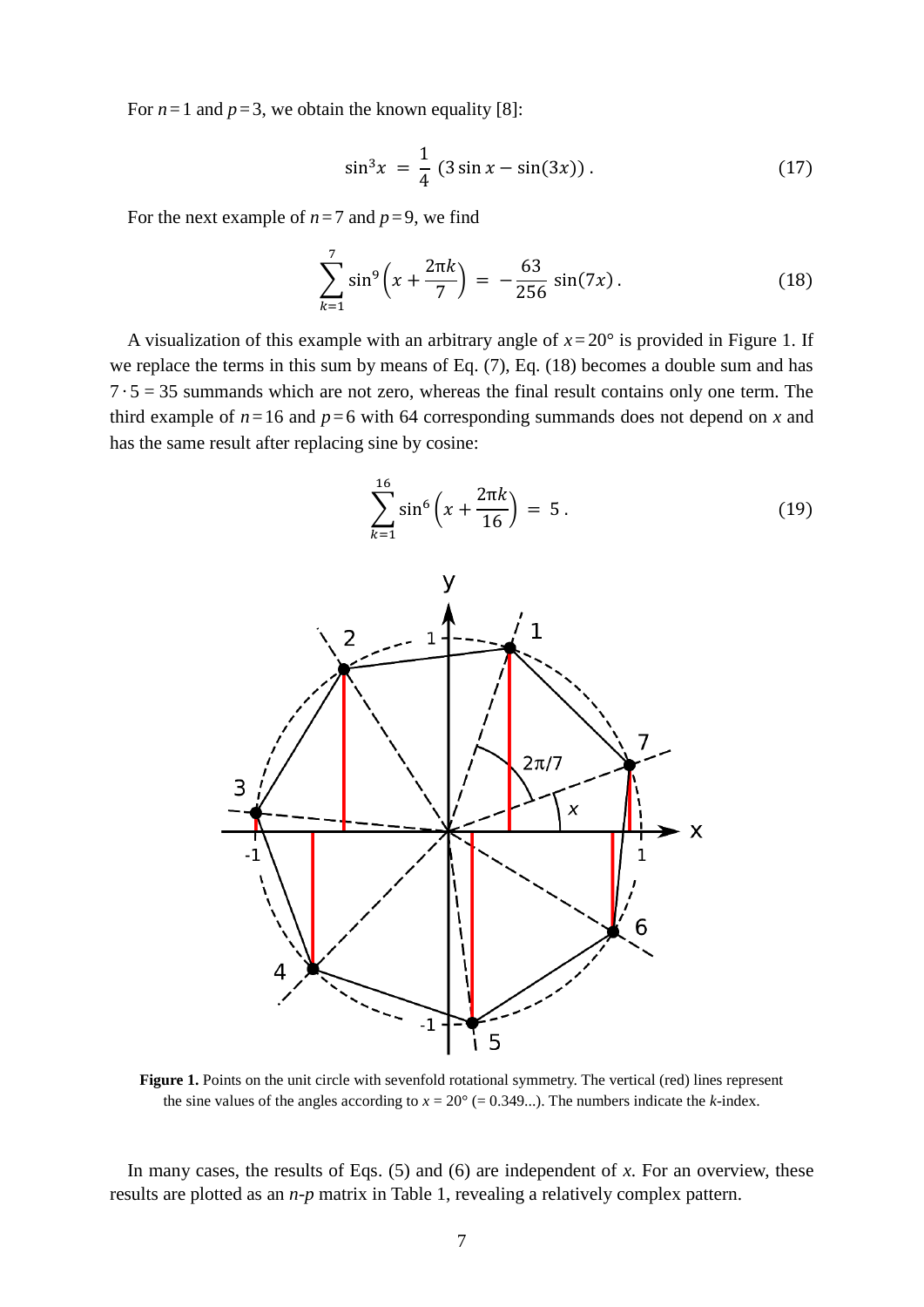For $n = 1$ and $p = 3$, we obtain the known equality [8]:

$$\sin^3 x \;=\; \frac{1}{4}\,(3\sin x - \sin(3x))\,. \tag{17}$$

For the next example of $n = 7$ and $p = 9$, we find

$$\sum_{k=1}^{7} \sin^9\left(x + \frac{2\pi k}{7}\right) \;=\; -\frac{63}{256}\,\sin(7x)\,. \tag{18}$$

A visualization of this example with an arbitrary angle of $x = 20°$ is provided in Figure 1. If we replace the terms in this sum by means of Eq. (7), Eq. (18) becomes a double sum and has $7 \cdot 5 = 35$ summands which are not zero, whereas the final result contains only one term. The third example of $n = 16$ and $p = 6$ with 64 corresponding summands does not depend on $x$ and has the same result after replacing sine by cosine:

$$\sum_{k=1}^{16} \sin^6\left(x + \frac{2\pi k}{16}\right) \;=\; 5\,. \tag{19}$$

**Figure 1.** Points on the unit circle with sevenfold rotational symmetry. The vertical (red) lines represent the sine values of the angles according to $x = 20°$ (= 0.349...). The numbers indicate the $k$-index.

In many cases, the results of Eqs. (5) and (6) are independent of $x$. For an overview, these results are plotted as an $n$-$p$ matrix in Table 1, revealing a relatively complex pattern.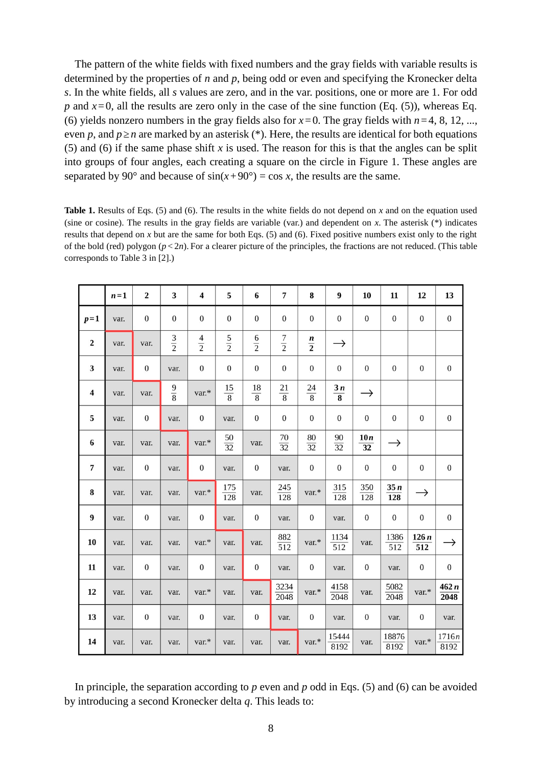The pattern of the white fields with fixed numbers and the gray fields with variable results is determined by the properties of $n$ and $p$, being odd or even and specifying the Kronecker delta $s$. In the white fields, all $s$ values are zero, and in the var. positions, one or more are 1. For odd $p$ and $x = 0$, all the results are zero only in the case of the sine function (Eq. (5)), whereas Eq. (6) yields nonzero numbers in the gray fields also for $x = 0$. The gray fields with $n = 4$, 8, 12, ..., even $p$, and $p \geq n$ are marked by an asterisk (*). Here, the results are identical for both equations (5) and (6) if the same phase shift $x$ is used. The reason for this is that the angles can be split into groups of four angles, each creating a square on the circle in Figure 1. These angles are separated by 90° and because of $\sin(x + 90°) = \cos x$, the results are the same.

**Table 1.** Results of Eqs. (5) and (6). The results in the white fields do not depend on $x$ and on the equation used (sine or cosine). The results in the gray fields are variable (var.) and dependent on $x$. The asterisk (*) indicates results that depend on $x$ but are the same for both Eqs. (5) and (6). Fixed positive numbers exist only to the right of the bold (red) polygon ($p < 2n$). For a clearer picture of the principles, the fractions are not reduced. (This table corresponds to Table 3 in [2].)

| | $n = 1$ | 2 | 3 | 4 | 5 | 6 | 7 | 8 | 9 | 10 | 11 | 12 | 13 |
|---|---|---|---|---|---|---|---|---|---|---|---|---|---|
| $p = 1$ | var. | 0 | 0 | 0 | 0 | 0 | 0 | 0 | 0 | 0 | 0 | 0 | 0 |
| 2 | var. | var. | $\frac{3}{2}$ | $\frac{4}{2}$ | $\frac{5}{2}$ | $\frac{6}{2}$ | $\frac{7}{2}$ | $\mathbf{\frac{n}{2}}$ | → | | | | |
| 3 | var. | 0 | var. | 0 | 0 | 0 | 0 | 0 | 0 | 0 | 0 | 0 | 0 |
| 4 | var. | var. | $\frac{9}{8}$ | var.* | $\frac{15}{8}$ | $\frac{18}{8}$ | $\frac{21}{8}$ | $\frac{24}{8}$ | $\mathbf{\frac{3n}{8}}$ | → | | | |
| 5 | var. | 0 | var. | 0 | var. | 0 | 0 | 0 | 0 | 0 | 0 | 0 | 0 |
| 6 | var. | var. | var. | var.* | $\frac{50}{32}$ | var. | $\frac{70}{32}$ | $\frac{80}{32}$ | $\frac{90}{32}$ | $\mathbf{\frac{10n}{32}}$ | → | | |
| 7 | var. | 0 | var. | 0 | var. | 0 | var. | 0 | 0 | 0 | 0 | 0 | 0 |
| 8 | var. | var. | var. | var.* | $\frac{175}{128}$ | var. | $\frac{245}{128}$ | var.* | $\frac{315}{128}$ | $\frac{350}{128}$ | $\mathbf{\frac{35n}{128}}$ | → | |
| 9 | var. | 0 | var. | 0 | var. | 0 | var. | 0 | var. | 0 | 0 | 0 | 0 |
| 10 | var. | var. | var. | var.* | var. | var. | $\frac{882}{512}$ | var.* | $\frac{1134}{512}$ | var. | $\frac{1386}{512}$ | $\mathbf{\frac{126n}{512}}$ | → |
| 11 | var. | 0 | var. | 0 | var. | 0 | var. | 0 | var. | 0 | var. | 0 | 0 |
| 12 | var. | var. | var. | var.* | var. | var. | $\frac{3234}{2048}$ | var.* | $\frac{4158}{2048}$ | var. | $\frac{5082}{2048}$ | var.* | $\mathbf{\frac{462n}{2048}}$ |
| 13 | var. | 0 | var. | 0 | var. | 0 | var. | 0 | var. | 0 | var. | 0 | var. |
| 14 | var. | var. | var. | var.* | var. | var. | var. | var.* | $\frac{15444}{8192}$ | var. | $\frac{18876}{8192}$ | var.* | $\frac{1716n}{8192}$ |

In principle, the separation according to $p$ even and $p$ odd in Eqs. (5) and (6) can be avoided by introducing a second Kronecker delta $q$. This leads to: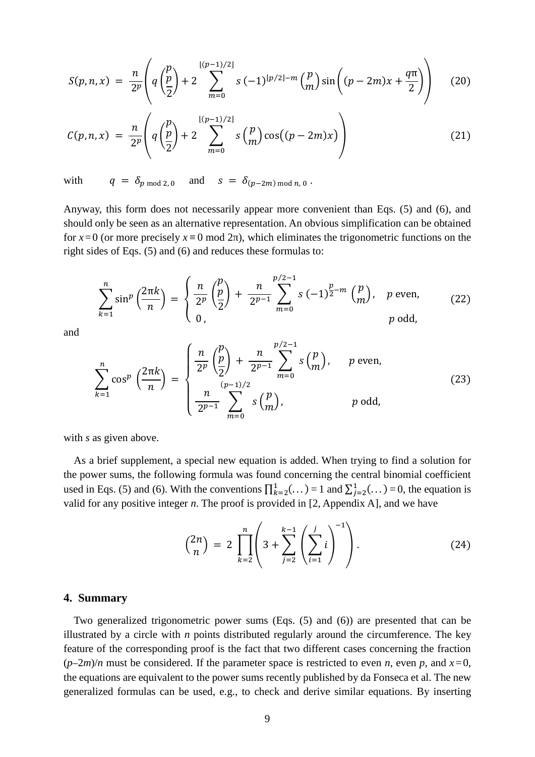$$S(p,n,x) \;=\; \frac{n}{2^p}\left( q\binom{p}{\frac{p}{2}} + 2\sum_{m=0}^{\lfloor (p-1)/2 \rfloor} s\,(-1)^{\lfloor p/2 \rfloor - m}\binom{p}{m}\sin\!\left((p-2m)x + \frac{q\pi}{2}\right)\right) \qquad (20)$$

$$C(p,n,x) \;=\; \frac{n}{2^p}\left( q\binom{p}{\frac{p}{2}} + 2\sum_{m=0}^{\lfloor (p-1)/2 \rfloor} s\binom{p}{m}\cos\big((p-2m)x\big)\right) \qquad (21)$$

with $\quad q \;=\; \delta_{p \bmod 2,\, 0} \quad$ and $\quad s \;=\; \delta_{(p-2m) \bmod n,\, 0}$ .

Anyway, this form does not necessarily appear more convenient than Eqs. (5) and (6), and should only be seen as an alternative representation. An obvious simplification can be obtained for $x = 0$ (or more precisely $x \equiv 0 \bmod 2\pi$), which eliminates the trigonometric functions on the right sides of Eqs. (5) and (6) and reduces these formulas to:

$$\sum_{k=1}^{n}\sin^p\!\left(\frac{2\pi k}{n}\right) \;=\; \begin{cases} \dfrac{n}{2^p}\dbinom{p}{\frac{p}{2}} + \dfrac{n}{2^{p-1}}\displaystyle\sum_{m=0}^{p/2-1} s\,(-1)^{\frac{p}{2}-m}\binom{p}{m}, & p \text{ even},\\[2ex] 0\,, & p \text{ odd}, \end{cases} \qquad (22)$$

and

$$\sum_{k=1}^{n}\cos^p\!\left(\frac{2\pi k}{n}\right) \;=\; \begin{cases} \dfrac{n}{2^p}\dbinom{p}{\frac{p}{2}} + \dfrac{n}{2^{p-1}}\displaystyle\sum_{m=0}^{p/2-1} s\binom{p}{m}, & p \text{ even},\\[2ex] \dfrac{n}{2^{p-1}}\displaystyle\sum_{m=0}^{(p-1)/2} s\binom{p}{m}, & p \text{ odd}, \end{cases} \qquad (23)$$

with $s$ as given above.

As a brief supplement, a special new equation is added. When trying to find a solution for the power sums, the following formula was found concerning the central binomial coefficient used in Eqs. (5) and (6). With the conventions $\prod_{k=2}^{1}(\dots) = 1$ and $\sum_{j=2}^{1}(\dots) = 0$, the equation is valid for any positive integer $n$. The proof is provided in [2, Appendix A], and we have

$$\binom{2n}{n} \;=\; 2\prod_{k=2}^{n}\left(3 + \sum_{j=2}^{k-1}\left(\sum_{i=1}^{j} i\right)^{-1}\right). \qquad (24)$$

## 4. Summary

Two generalized trigonometric power sums (Eqs. (5) and (6)) are presented that can be illustrated by a circle with $n$ points distributed regularly around the circumference. The key feature of the corresponding proof is the fact that two different cases concerning the fraction $(p-2m)/n$ must be considered. If the parameter space is restricted to even $n$, even $p$, and $x = 0$, the equations are equivalent to the power sums recently published by da Fonseca et al. The new generalized formulas can be used, e.g., to check and derive similar equations. By inserting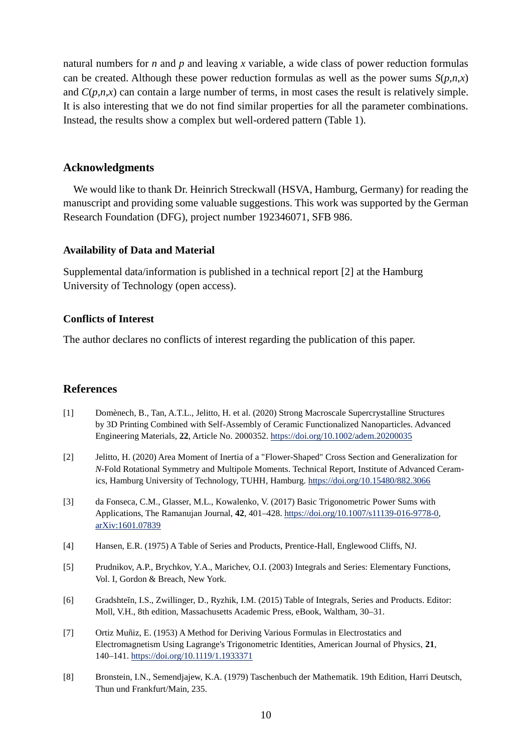natural numbers for $n$ and $p$ and leaving $x$ variable, a wide class of power reduction formulas can be created. Although these power reduction formulas as well as the power sums $S(p,n,x)$ and $C(p,n,x)$ can contain a large number of terms, in most cases the result is relatively simple. It is also interesting that we do not find similar properties for all the parameter combinations. Instead, the results show a complex but well-ordered pattern (Table 1).

## Acknowledgments

We would like to thank Dr. Heinrich Streckwall (HSVA, Hamburg, Germany) for reading the manuscript and providing some valuable suggestions. This work was supported by the German Research Foundation (DFG), project number 192346071, SFB 986.

### Availability of Data and Material

Supplemental data/information is published in a technical report [2] at the Hamburg University of Technology (open access).

### Conflicts of Interest

The author declares no conflicts of interest regarding the publication of this paper.

## References

[1] Domènech, B., Tan, A.T.L., Jelitto, H. et al. (2020) Strong Macroscale Supercrystalline Structures by 3D Printing Combined with Self-Assembly of Ceramic Functionalized Nanoparticles. Advanced Engineering Materials, **22**, Article No. 2000352. https://doi.org/10.1002/adem.20200035

[2] Jelitto, H. (2020) Area Moment of Inertia of a "Flower-Shaped" Cross Section and Generalization for *N*-Fold Rotational Symmetry and Multipole Moments. Technical Report, Institute of Advanced Ceramics, Hamburg University of Technology, TUHH, Hamburg. https://doi.org/10.15480/882.3066

[3] da Fonseca, C.M., Glasser, M.L., Kowalenko, V. (2017) Basic Trigonometric Power Sums with Applications, The Ramanujan Journal, **42**, 401–428. https://doi.org/10.1007/s11139-016-9778-0, arXiv:1601.07839

[4] Hansen, E.R. (1975) A Table of Series and Products, Prentice-Hall, Englewood Cliffs, NJ.

[5] Prudnikov, A.P., Brychkov, Y.A., Marichev, O.I. (2003) Integrals and Series: Elementary Functions, Vol. I, Gordon & Breach, New York.

[6] Gradshteĭn, I.S., Zwillinger, D., Ryzhik, I.M. (2015) Table of Integrals, Series and Products. Editor: Moll, V.H., 8th edition, Massachusetts Academic Press, eBook, Waltham, 30–31.

[7] Ortiz Muñiz, E. (1953) A Method for Deriving Various Formulas in Electrostatics and Electromagnetism Using Lagrange's Trigonometric Identities, American Journal of Physics, **21**, 140–141. https://doi.org/10.1119/1.1933371

[8] Bronstein, I.N., Semendjajew, K.A. (1979) Taschenbuch der Mathematik. 19th Edition, Harri Deutsch, Thun und Frankfurt/Main, 235.